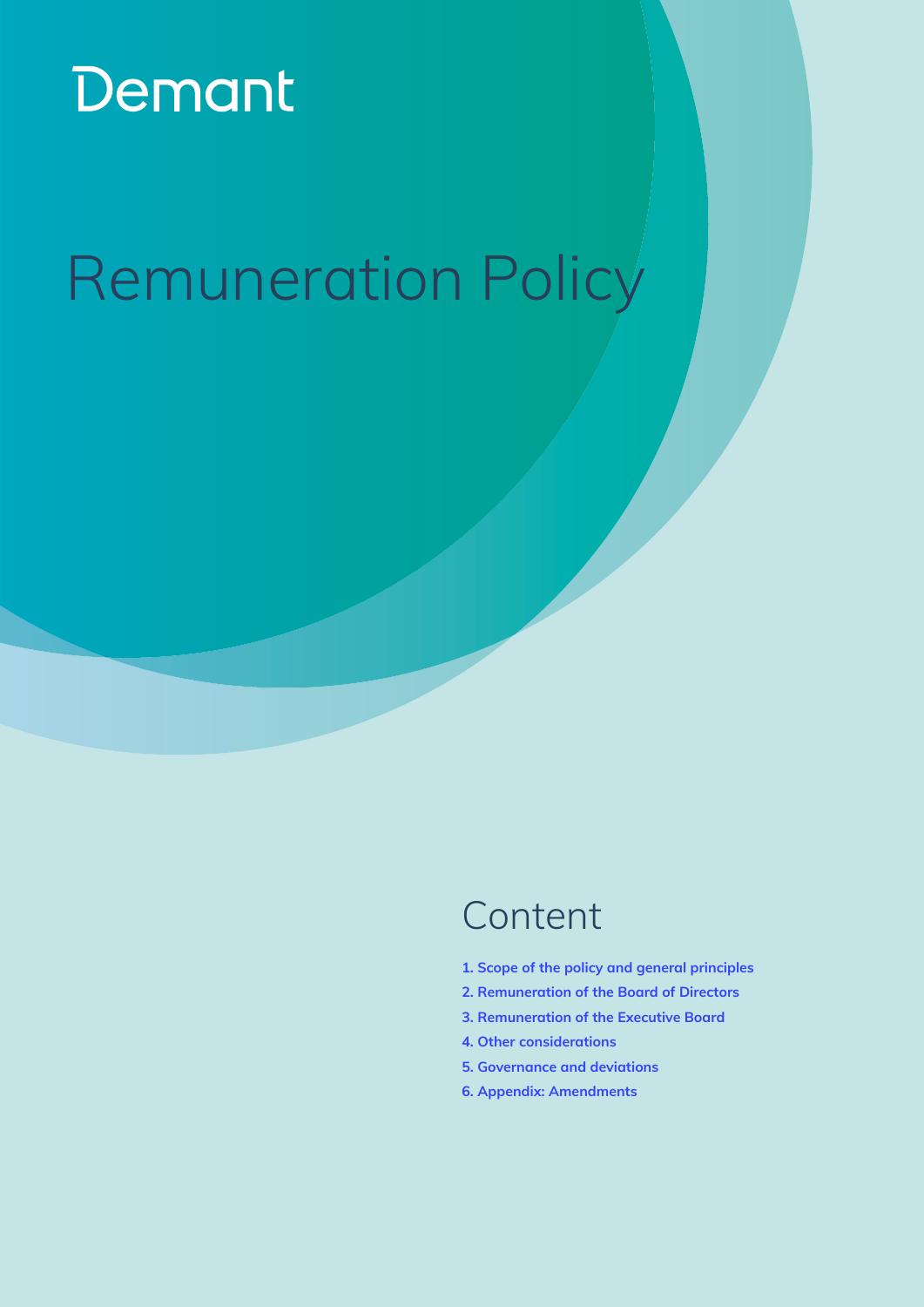Demant

# Remuneration Policy

## Content

**1. Scope of the policy and general principles**

**2. Remuneration of the Board of Directors**

**3. Remuneration of the Executive Board**

**4. Other considerations**

**5. Governance and deviations**

**6. Appendix: Amendments**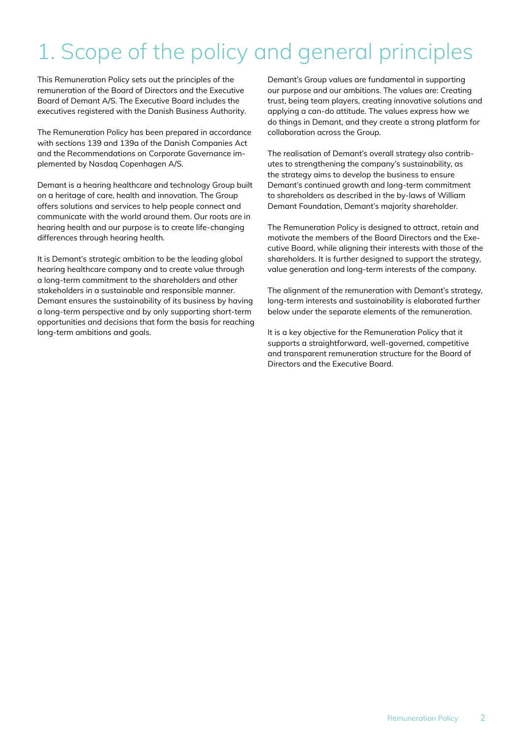# 1. Scope of the policy and general principles

This Remuneration Policy sets out the principles of the remuneration of the Board of Directors and the Executive Board of Demant A/S. The Executive Board includes the executives registered with the Danish Business Authority.

The Remuneration Policy has been prepared in accordance with sections 139 and 139a of the Danish Companies Act and the Recommendations on Corporate Governance implemented by Nasdaq Copenhagen A/S.

Demant is a hearing healthcare and technology Group built on a heritage of care, health and innovation. The Group offers solutions and services to help people connect and communicate with the world around them. Our roots are in hearing health and our purpose is to create life-changing differences through hearing health.

It is Demant's strategic ambition to be the leading global hearing healthcare company and to create value through a long-term commitment to the shareholders and other stakeholders in a sustainable and responsible manner. Demant ensures the sustainability of its business by having a long-term perspective and by only supporting short-term opportunities and decisions that form the basis for reaching long-term ambitions and goals.

Demant's Group values are fundamental in supporting our purpose and our ambitions. The values are: Creating trust, being team players, creating innovative solutions and applying a can-do attitude. The values express how we do things in Demant, and they create a strong platform for collaboration across the Group.

The realisation of Demant's overall strategy also contributes to strengthening the company's sustainability, as the strategy aims to develop the business to ensure Demant's continued growth and long-term commitment to shareholders as described in the by-laws of William Demant Foundation, Demant's majority shareholder.

The Remuneration Policy is designed to attract, retain and motivate the members of the Board Directors and the Executive Board, while aligning their interests with those of the shareholders. It is further designed to support the strategy, value generation and long-term interests of the company.

The alignment of the remuneration with Demant's strategy, long-term interests and sustainability is elaborated further below under the separate elements of the remuneration.

It is a key objective for the Remuneration Policy that it supports a straightforward, well-governed, competitive and transparent remuneration structure for the Board of Directors and the Executive Board.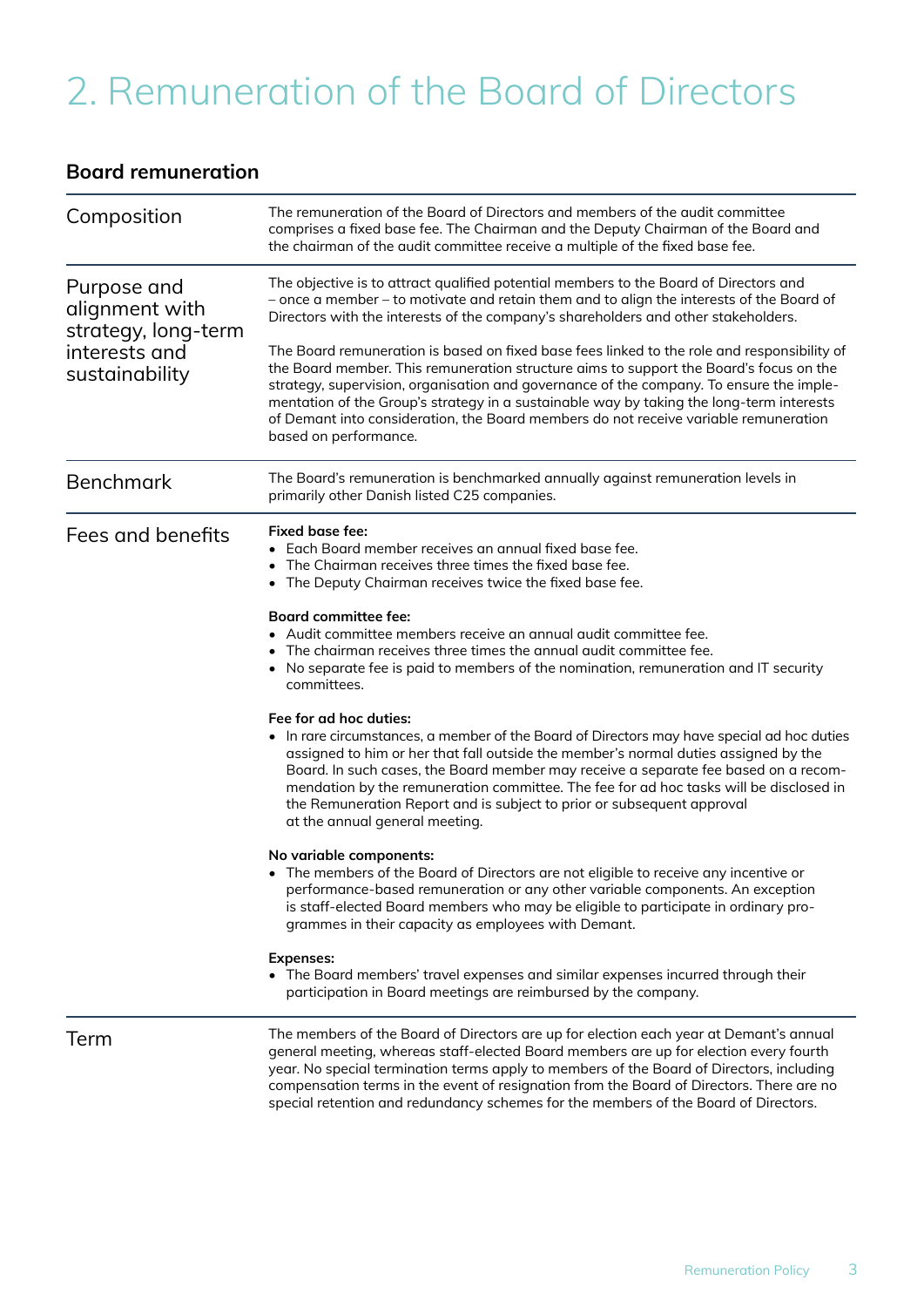# 2. Remuneration of the Board of Directors

## Board remuneration

| | |
|---|---|
| Composition | The remuneration of the Board of Directors and members of the audit committee comprises a fixed base fee. The Chairman and the Deputy Chairman of the Board and the chairman of the audit committee receive a multiple of the fixed base fee. |
| Purpose and alignment with strategy, long-term interests and sustainability | The objective is to attract qualified potential members to the Board of Directors and – once a member – to motivate and retain them and to align the interests of the Board of Directors with the interests of the company's shareholders and other stakeholders.<br><br>The Board remuneration is based on fixed base fees linked to the role and responsibility of the Board member. This remuneration structure aims to support the Board's focus on the strategy, supervision, organisation and governance of the company. To ensure the implementation of the Group's strategy in a sustainable way by taking the long-term interests of Demant into consideration, the Board members do not receive variable remuneration based on performance. |
| Benchmark | The Board's remuneration is benchmarked annually against remuneration levels in primarily other Danish listed C25 companies. |
| Fees and benefits | **Fixed base fee:**<br>• Each Board member receives an annual fixed base fee.<br>• The Chairman receives three times the fixed base fee.<br>• The Deputy Chairman receives twice the fixed base fee.<br><br>**Board committee fee:**<br>• Audit committee members receive an annual audit committee fee.<br>• The chairman receives three times the annual audit committee fee.<br>• No separate fee is paid to members of the nomination, remuneration and IT security committees.<br><br>**Fee for ad hoc duties:**<br>• In rare circumstances, a member of the Board of Directors may have special ad hoc duties assigned to him or her that fall outside the member's normal duties assigned by the Board. In such cases, the Board member may receive a separate fee based on a recommendation by the remuneration committee. The fee for ad hoc tasks will be disclosed in the Remuneration Report and is subject to prior or subsequent approval at the annual general meeting.<br><br>**No variable components:**<br>• The members of the Board of Directors are not eligible to receive any incentive or performance-based remuneration or any other variable components. An exception is staff-elected Board members who may be eligible to participate in ordinary programmes in their capacity as employees with Demant.<br><br>**Expenses:**<br>• The Board members' travel expenses and similar expenses incurred through their participation in Board meetings are reimbursed by the company. |
| Term | The members of the Board of Directors are up for election each year at Demant's annual general meeting, whereas staff-elected Board members are up for election every fourth year. No special termination terms apply to members of the Board of Directors, including compensation terms in the event of resignation from the Board of Directors. There are no special retention and redundancy schemes for the members of the Board of Directors. |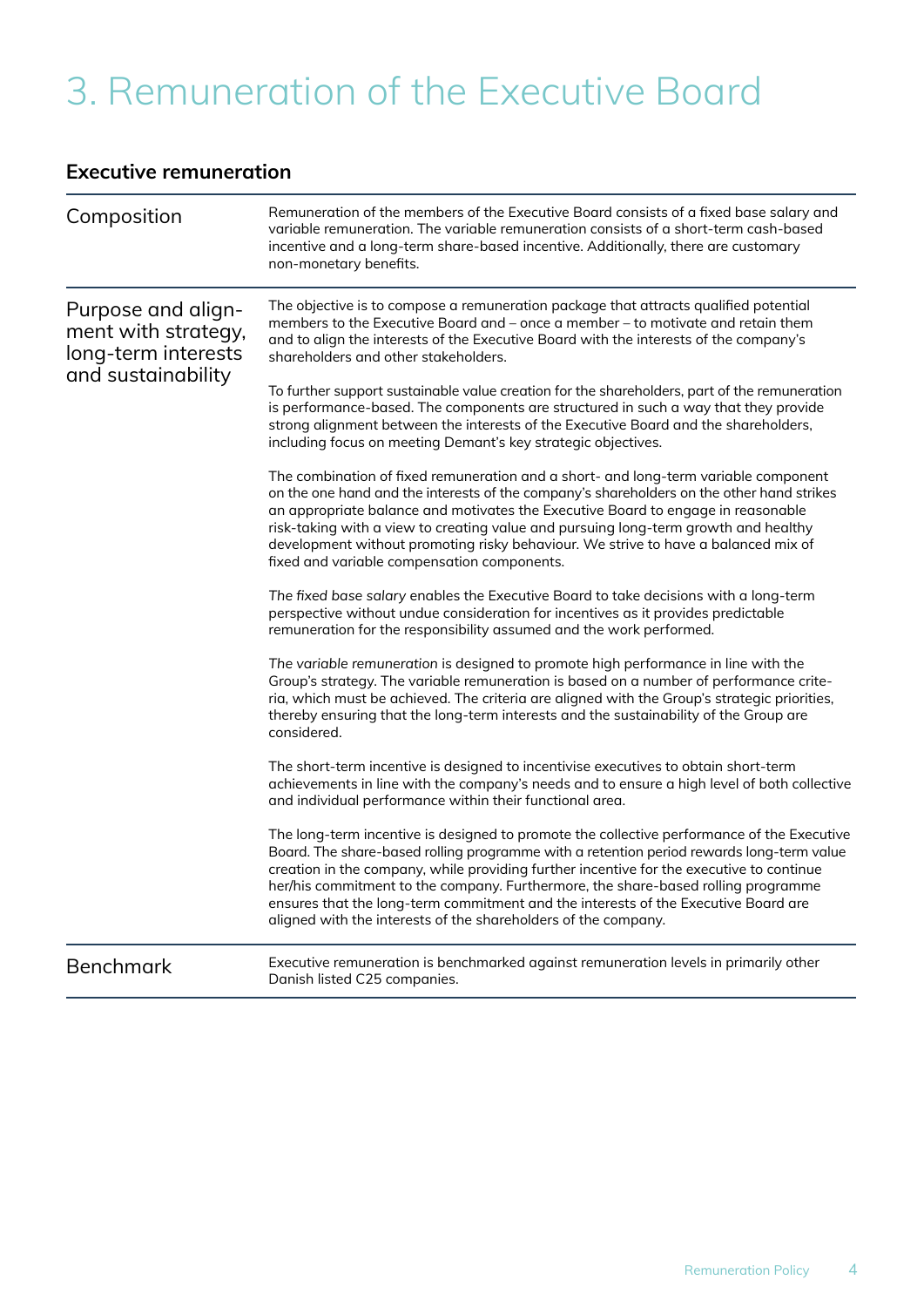# 3. Remuneration of the Executive Board

## Executive remuneration

| | |
|---|---|
| Composition | Remuneration of the members of the Executive Board consists of a fixed base salary and variable remuneration. The variable remuneration consists of a short-term cash-based incentive and a long-term share-based incentive. Additionally, there are customary non-monetary benefits. |
| Purpose and alignment with strategy, long-term interests and sustainability | The objective is to compose a remuneration package that attracts qualified potential members to the Executive Board and – once a member – to motivate and retain them and to align the interests of the Executive Board with the interests of the company's shareholders and other stakeholders.<br><br>To further support sustainable value creation for the shareholders, part of the remuneration is performance-based. The components are structured in such a way that they provide strong alignment between the interests of the Executive Board and the shareholders, including focus on meeting Demant's key strategic objectives.<br><br>The combination of fixed remuneration and a short- and long-term variable component on the one hand and the interests of the company's shareholders on the other hand strikes an appropriate balance and motivates the Executive Board to engage in reasonable risk-taking with a view to creating value and pursuing long-term growth and healthy development without promoting risky behaviour. We strive to have a balanced mix of fixed and variable compensation components.<br><br>*The fixed base salary* enables the Executive Board to take decisions with a long-term perspective without undue consideration for incentives as it provides predictable remuneration for the responsibility assumed and the work performed.<br><br>*The variable remuneration* is designed to promote high performance in line with the Group's strategy. The variable remuneration is based on a number of performance criteria, which must be achieved. The criteria are aligned with the Group's strategic priorities, thereby ensuring that the long-term interests and the sustainability of the Group are considered.<br><br>The short-term incentive is designed to incentivise executives to obtain short-term achievements in line with the company's needs and to ensure a high level of both collective and individual performance within their functional area.<br><br>The long-term incentive is designed to promote the collective performance of the Executive Board. The share-based rolling programme with a retention period rewards long-term value creation in the company, while providing further incentive for the executive to continue her/his commitment to the company. Furthermore, the share-based rolling programme ensures that the long-term commitment and the interests of the Executive Board are aligned with the interests of the shareholders of the company. |
| Benchmark | Executive remuneration is benchmarked against remuneration levels in primarily other Danish listed C25 companies. |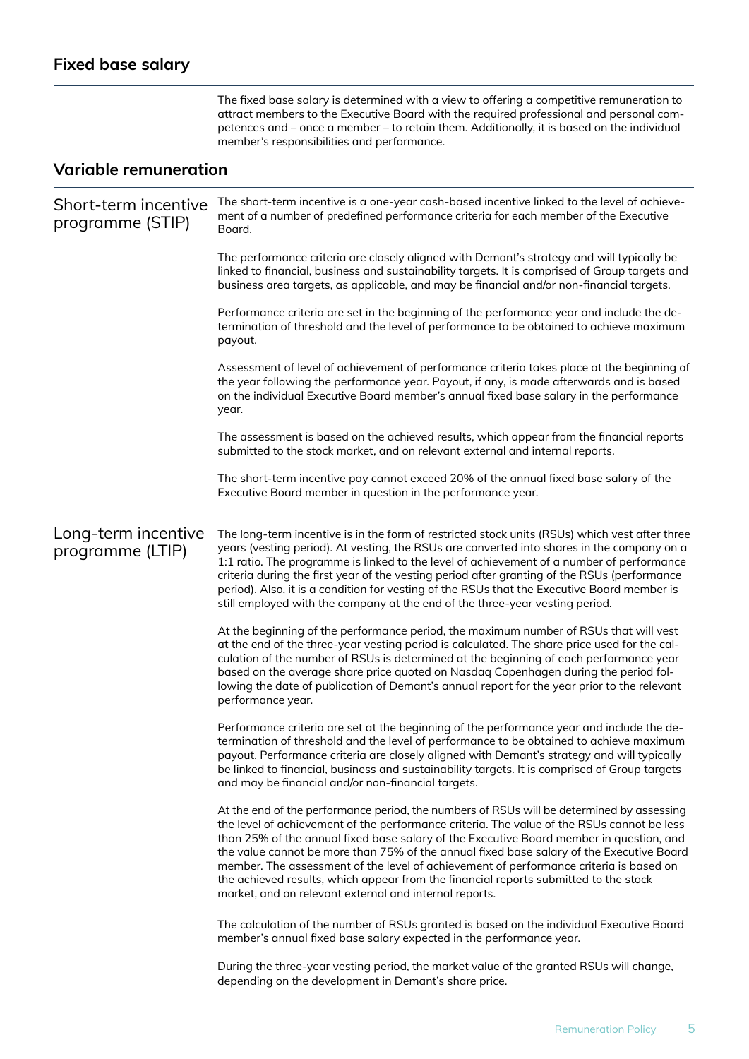## Fixed base salary

The fixed base salary is determined with a view to offering a competitive remuneration to attract members to the Executive Board with the required professional and personal competences and – once a member – to retain them. Additionally, it is based on the individual member's responsibilities and performance.

## Variable remuneration

### Short-term incentive programme (STIP)

The short-term incentive is a one-year cash-based incentive linked to the level of achievement of a number of predefined performance criteria for each member of the Executive Board.

The performance criteria are closely aligned with Demant's strategy and will typically be linked to financial, business and sustainability targets. It is comprised of Group targets and business area targets, as applicable, and may be financial and/or non-financial targets.

Performance criteria are set in the beginning of the performance year and include the determination of threshold and the level of performance to be obtained to achieve maximum payout.

Assessment of level of achievement of performance criteria takes place at the beginning of the year following the performance year. Payout, if any, is made afterwards and is based on the individual Executive Board member's annual fixed base salary in the performance year.

The assessment is based on the achieved results, which appear from the financial reports submitted to the stock market, and on relevant external and internal reports.

The short-term incentive pay cannot exceed 20% of the annual fixed base salary of the Executive Board member in question in the performance year.

### Long-term incentive programme (LTIP)

The long-term incentive is in the form of restricted stock units (RSUs) which vest after three years (vesting period). At vesting, the RSUs are converted into shares in the company on a 1:1 ratio. The programme is linked to the level of achievement of a number of performance criteria during the first year of the vesting period after granting of the RSUs (performance period). Also, it is a condition for vesting of the RSUs that the Executive Board member is still employed with the company at the end of the three-year vesting period.

At the beginning of the performance period, the maximum number of RSUs that will vest at the end of the three-year vesting period is calculated. The share price used for the calculation of the number of RSUs is determined at the beginning of each performance year based on the average share price quoted on Nasdaq Copenhagen during the period following the date of publication of Demant's annual report for the year prior to the relevant performance year.

Performance criteria are set at the beginning of the performance year and include the determination of threshold and the level of performance to be obtained to achieve maximum payout. Performance criteria are closely aligned with Demant's strategy and will typically be linked to financial, business and sustainability targets. It is comprised of Group targets and may be financial and/or non-financial targets.

At the end of the performance period, the numbers of RSUs will be determined by assessing the level of achievement of the performance criteria. The value of the RSUs cannot be less than 25% of the annual fixed base salary of the Executive Board member in question, and the value cannot be more than 75% of the annual fixed base salary of the Executive Board member. The assessment of the level of achievement of performance criteria is based on the achieved results, which appear from the financial reports submitted to the stock market, and on relevant external and internal reports.

The calculation of the number of RSUs granted is based on the individual Executive Board member's annual fixed base salary expected in the performance year.

During the three-year vesting period, the market value of the granted RSUs will change, depending on the development in Demant's share price.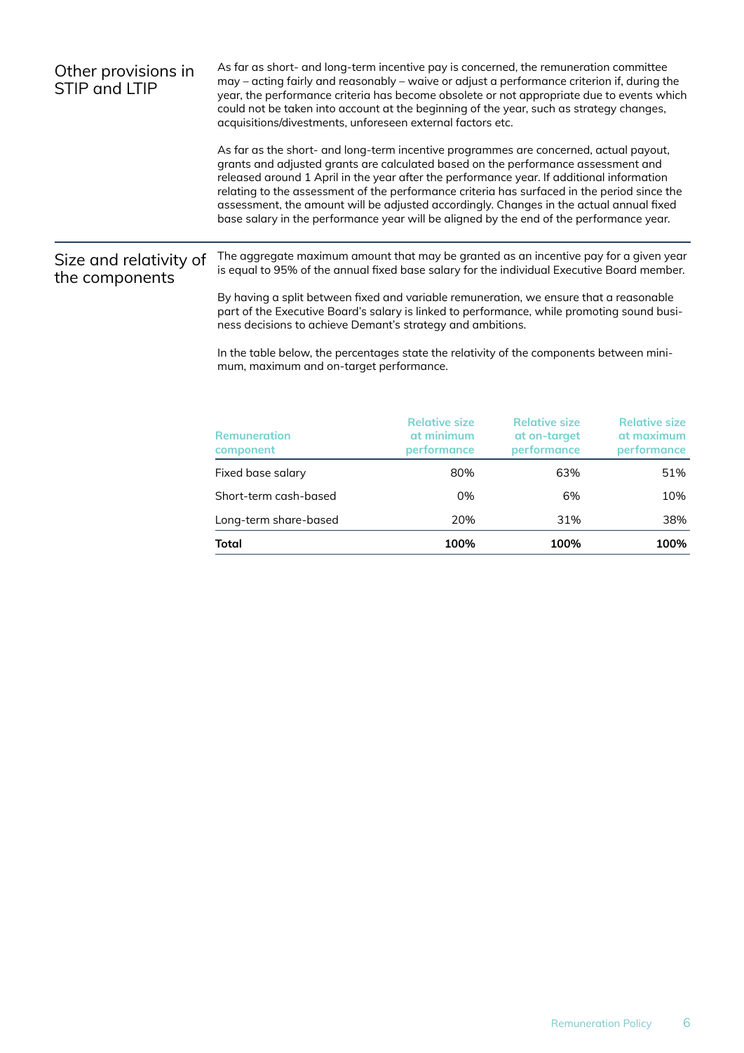## Other provisions in STIP and LTIP

As far as short- and long-term incentive pay is concerned, the remuneration committee may – acting fairly and reasonably – waive or adjust a performance criterion if, during the year, the performance criteria has become obsolete or not appropriate due to events which could not be taken into account at the beginning of the year, such as strategy changes, acquisitions/divestments, unforeseen external factors etc.

As far as the short- and long-term incentive programmes are concerned, actual payout, grants and adjusted grants are calculated based on the performance assessment and released around 1 April in the year after the performance year. If additional information relating to the assessment of the performance criteria has surfaced in the period since the assessment, the amount will be adjusted accordingly. Changes in the actual annual fixed base salary in the performance year will be aligned by the end of the performance year.

## Size and relativity of the components

The aggregate maximum amount that may be granted as an incentive pay for a given year is equal to 95% of the annual fixed base salary for the individual Executive Board member.

By having a split between fixed and variable remuneration, we ensure that a reasonable part of the Executive Board's salary is linked to performance, while promoting sound business decisions to achieve Demant's strategy and ambitions.

In the table below, the percentages state the relativity of the components between minimum, maximum and on-target performance.

| Remuneration component | Relative size at minimum performance | Relative size at on-target performance | Relative size at maximum performance |
|---|---:|---:|---:|
| Fixed base salary | 80% | 63% | 51% |
| Short-term cash-based | 0% | 6% | 10% |
| Long-term share-based | 20% | 31% | 38% |
| **Total** | **100%** | **100%** | **100%** |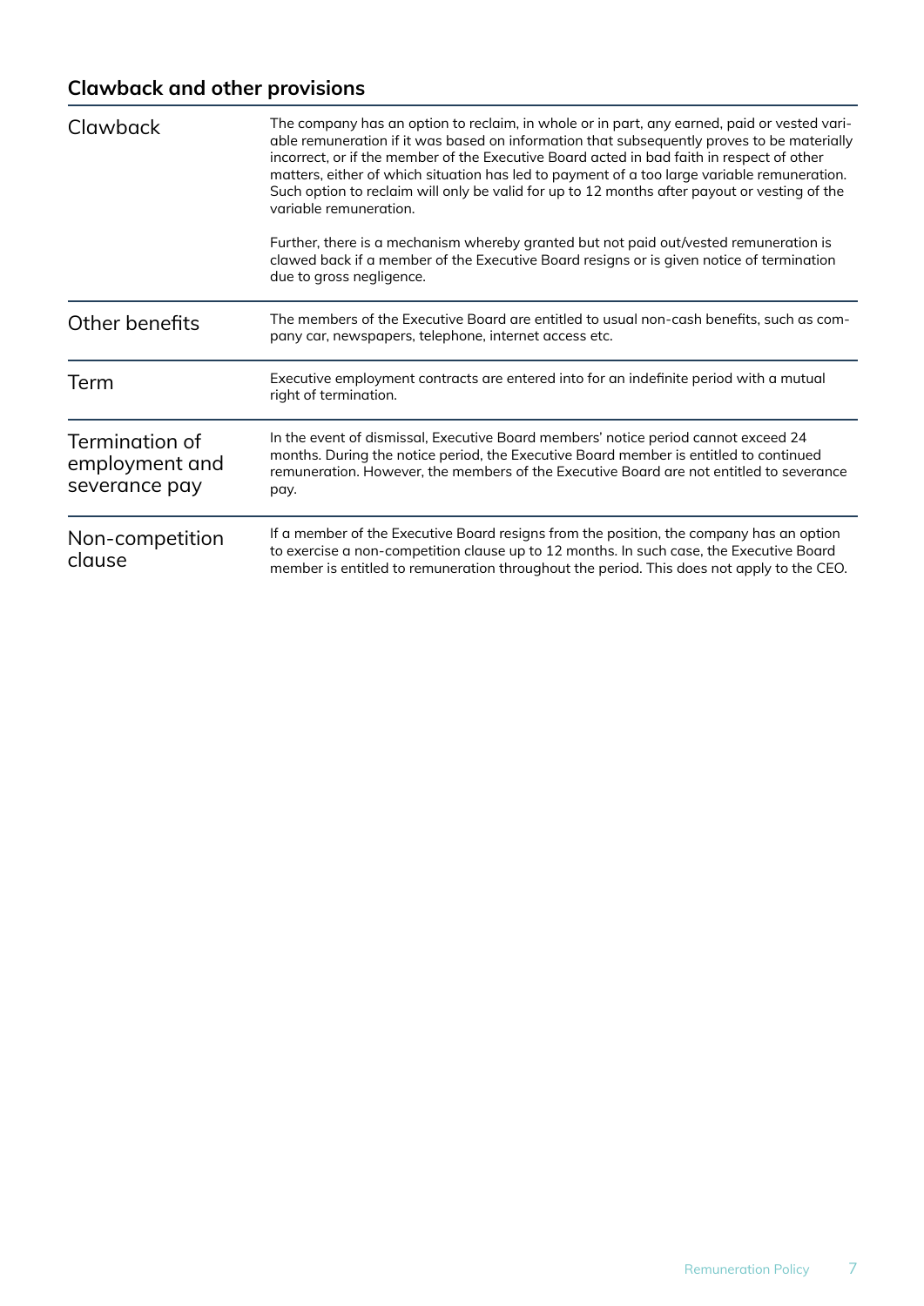## Clawback and other provisions

| | |
|---|---|
| Clawback | The company has an option to reclaim, in whole or in part, any earned, paid or vested variable remuneration if it was based on information that subsequently proves to be materially incorrect, or if the member of the Executive Board acted in bad faith in respect of other matters, either of which situation has led to payment of a too large variable remuneration. Such option to reclaim will only be valid for up to 12 months after payout or vesting of the variable remuneration.<br><br>Further, there is a mechanism whereby granted but not paid out/vested remuneration is clawed back if a member of the Executive Board resigns or is given notice of termination due to gross negligence. |
| Other benefits | The members of the Executive Board are entitled to usual non-cash benefits, such as company car, newspapers, telephone, internet access etc. |
| Term | Executive employment contracts are entered into for an indefinite period with a mutual right of termination. |
| Termination of employment and severance pay | In the event of dismissal, Executive Board members' notice period cannot exceed 24 months. During the notice period, the Executive Board member is entitled to continued remuneration. However, the members of the Executive Board are not entitled to severance pay. |
| Non-competition clause | If a member of the Executive Board resigns from the position, the company has an option to exercise a non-competition clause up to 12 months. In such case, the Executive Board member is entitled to remuneration throughout the period. This does not apply to the CEO. |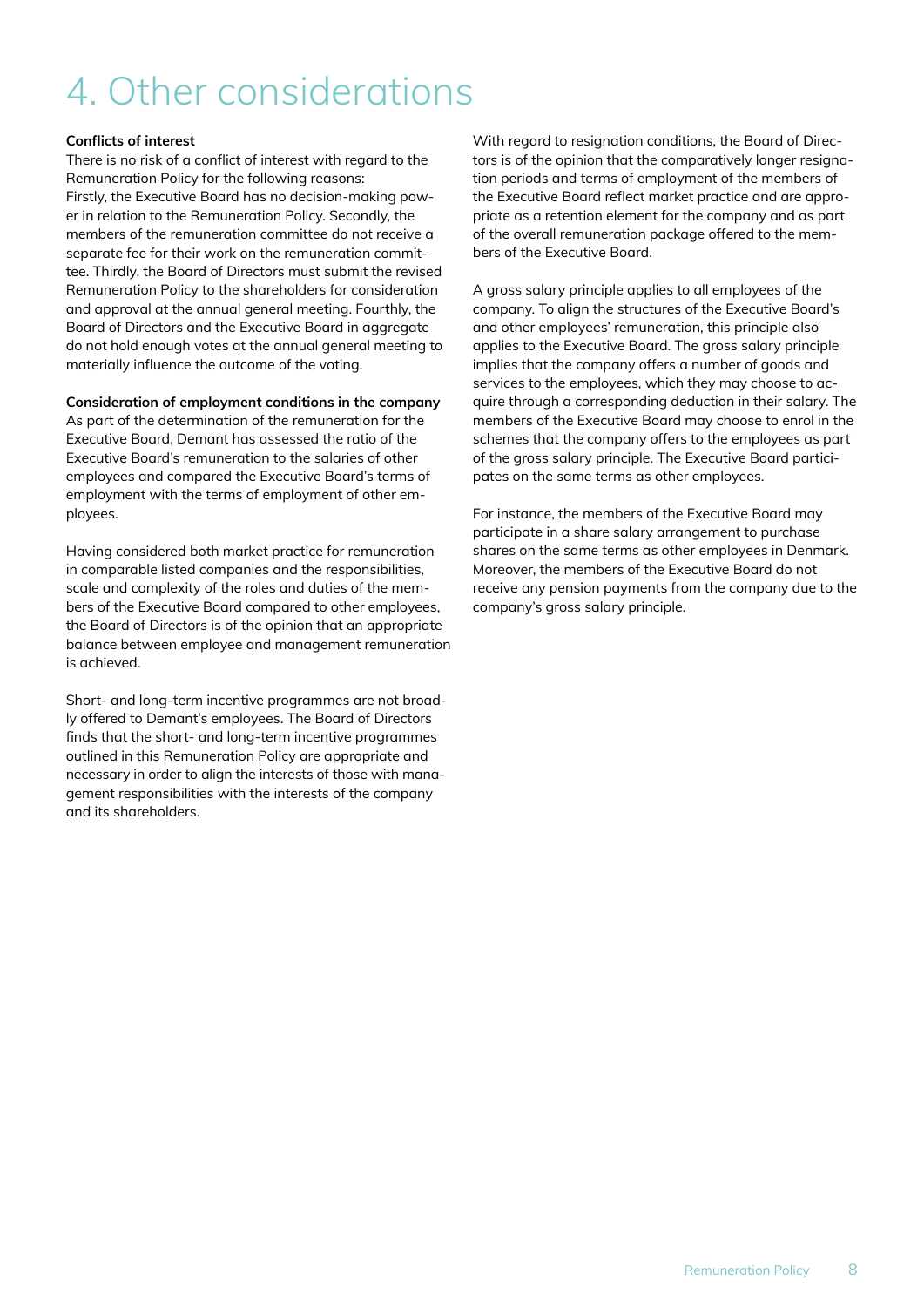# 4. Other considerations

**Conflicts of interest**

There is no risk of a conflict of interest with regard to the Remuneration Policy for the following reasons:
Firstly, the Executive Board has no decision-making power in relation to the Remuneration Policy. Secondly, the members of the remuneration committee do not receive a separate fee for their work on the remuneration committee. Thirdly, the Board of Directors must submit the revised Remuneration Policy to the shareholders for consideration and approval at the annual general meeting. Fourthly, the Board of Directors and the Executive Board in aggregate do not hold enough votes at the annual general meeting to materially influence the outcome of the voting.

**Consideration of employment conditions in the company**

As part of the determination of the remuneration for the Executive Board, Demant has assessed the ratio of the Executive Board's remuneration to the salaries of other employees and compared the Executive Board's terms of employment with the terms of employment of other employees.

Having considered both market practice for remuneration in comparable listed companies and the responsibilities, scale and complexity of the roles and duties of the members of the Executive Board compared to other employees, the Board of Directors is of the opinion that an appropriate balance between employee and management remuneration is achieved.

Short- and long-term incentive programmes are not broadly offered to Demant's employees. The Board of Directors finds that the short- and long-term incentive programmes outlined in this Remuneration Policy are appropriate and necessary in order to align the interests of those with management responsibilities with the interests of the company and its shareholders.

With regard to resignation conditions, the Board of Directors is of the opinion that the comparatively longer resignation periods and terms of employment of the members of the Executive Board reflect market practice and are appropriate as a retention element for the company and as part of the overall remuneration package offered to the members of the Executive Board.

A gross salary principle applies to all employees of the company. To align the structures of the Executive Board's and other employees' remuneration, this principle also applies to the Executive Board. The gross salary principle implies that the company offers a number of goods and services to the employees, which they may choose to acquire through a corresponding deduction in their salary. The members of the Executive Board may choose to enrol in the schemes that the company offers to the employees as part of the gross salary principle. The Executive Board participates on the same terms as other employees.

For instance, the members of the Executive Board may participate in a share salary arrangement to purchase shares on the same terms as other employees in Denmark. Moreover, the members of the Executive Board do not receive any pension payments from the company due to the company's gross salary principle.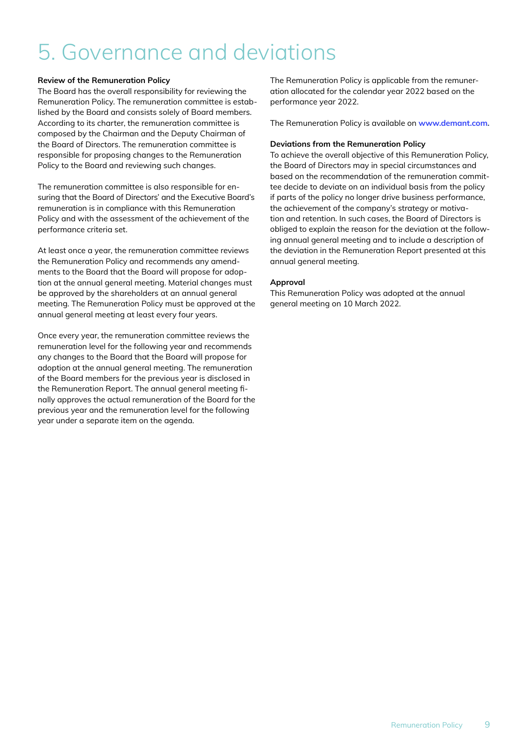# 5. Governance and deviations

**Review of the Remuneration Policy**

The Board has the overall responsibility for reviewing the Remuneration Policy. The remuneration committee is established by the Board and consists solely of Board members. According to its charter, the remuneration committee is composed by the Chairman and the Deputy Chairman of the Board of Directors. The remuneration committee is responsible for proposing changes to the Remuneration Policy to the Board and reviewing such changes.

The remuneration committee is also responsible for ensuring that the Board of Directors' and the Executive Board's remuneration is in compliance with this Remuneration Policy and with the assessment of the achievement of the performance criteria set.

At least once a year, the remuneration committee reviews the Remuneration Policy and recommends any amendments to the Board that the Board will propose for adoption at the annual general meeting. Material changes must be approved by the shareholders at an annual general meeting. The Remuneration Policy must be approved at the annual general meeting at least every four years.

Once every year, the remuneration committee reviews the remuneration level for the following year and recommends any changes to the Board that the Board will propose for adoption at the annual general meeting. The remuneration of the Board members for the previous year is disclosed in the Remuneration Report. The annual general meeting finally approves the actual remuneration of the Board for the previous year and the remuneration level for the following year under a separate item on the agenda.

The Remuneration Policy is applicable from the remuneration allocated for the calendar year 2022 based on the performance year 2022.

The Remuneration Policy is available on **www.demant.com.**

**Deviations from the Remuneration Policy**

To achieve the overall objective of this Remuneration Policy, the Board of Directors may in special circumstances and based on the recommendation of the remuneration committee decide to deviate on an individual basis from the policy if parts of the policy no longer drive business performance, the achievement of the company's strategy or motivation and retention. In such cases, the Board of Directors is obliged to explain the reason for the deviation at the following annual general meeting and to include a description of the deviation in the Remuneration Report presented at this annual general meeting.

**Approval**

This Remuneration Policy was adopted at the annual general meeting on 10 March 2022.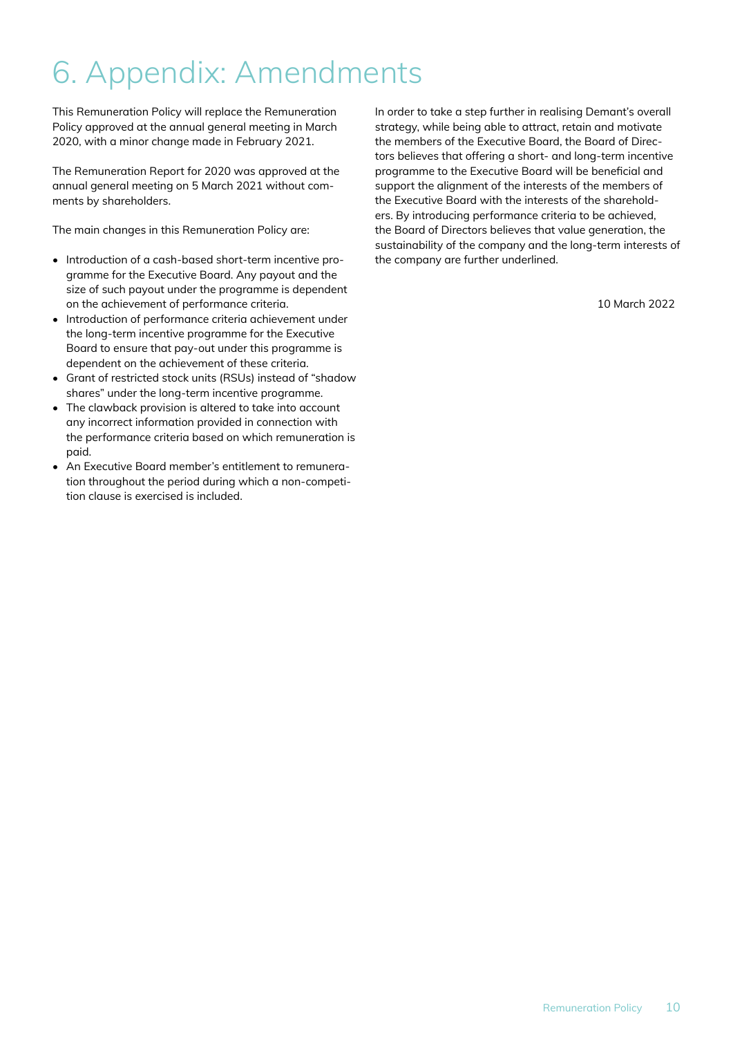# 6. Appendix: Amendments

This Remuneration Policy will replace the Remuneration Policy approved at the annual general meeting in March 2020, with a minor change made in February 2021.

The Remuneration Report for 2020 was approved at the annual general meeting on 5 March 2021 without comments by shareholders.

The main changes in this Remuneration Policy are:

- Introduction of a cash-based short-term incentive programme for the Executive Board. Any payout and the size of such payout under the programme is dependent on the achievement of performance criteria.
- Introduction of performance criteria achievement under the long-term incentive programme for the Executive Board to ensure that pay-out under this programme is dependent on the achievement of these criteria.
- Grant of restricted stock units (RSUs) instead of "shadow shares" under the long-term incentive programme.
- The clawback provision is altered to take into account any incorrect information provided in connection with the performance criteria based on which remuneration is paid.
- An Executive Board member's entitlement to remuneration throughout the period during which a non-competition clause is exercised is included.

In order to take a step further in realising Demant's overall strategy, while being able to attract, retain and motivate the members of the Executive Board, the Board of Directors believes that offering a short- and long-term incentive programme to the Executive Board will be beneficial and support the alignment of the interests of the members of the Executive Board with the interests of the shareholders. By introducing performance criteria to be achieved, the Board of Directors believes that value generation, the sustainability of the company and the long-term interests of the company are further underlined.

10 March 2022